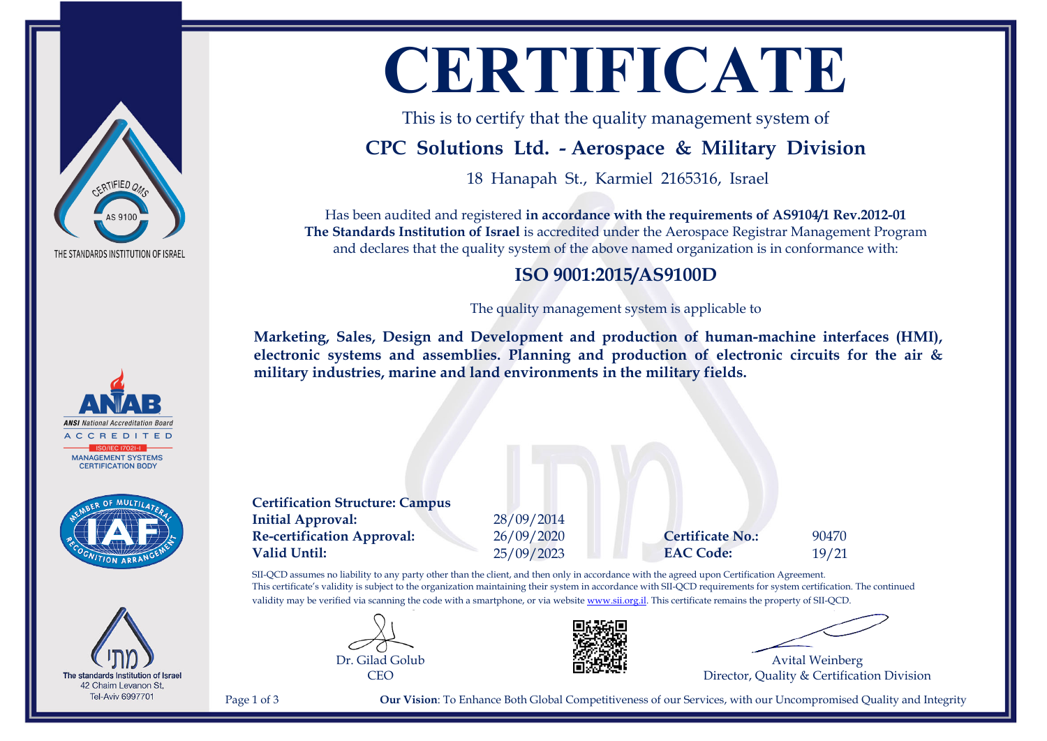# CERTIFICATE

This is to certify that the quality management system of

## CPC Solutions Ltd. - Aerospace & Military Division

18 Hanapah St., Karmiel 2165316, Israel

Has been audited and registered **in accordance with the requirements of AS9104/1 Rev.2012-01**
**The Standards Institution of Israel** is accredited under the Aerospace Registrar Management Program and declares that the quality system of the above named organization is in conformance with:

## ISO 9001:2015/AS9100D

The quality management system is applicable to

**Marketing, Sales, Design and Development and production of human-machine interfaces (HMI), electronic systems and assemblies. Planning and production of electronic circuits for the air & military industries, marine and land environments in the military fields.**

**Certification Structure: Campus**

| | | | |
|---|---|---|---|
| **Initial Approval:** | 28/09/2014 | | |
| **Re-certification Approval:** | 26/09/2020 | **Certificate No.:** | 90470 |
| **Valid Until:** | 25/09/2023 | **EAC Code:** | 19/21 |

SII-QCD assumes no liability to any party other than the client, and then only in accordance with the agreed upon Certification Agreement. This certificate's validity is subject to the organization maintaining their system in accordance with SII-QCD requirements for system certification. The continued validity may be verified via scanning the code with a smartphone, or via website www.sii.org.il. This certificate remains the property of SII-QCD.

Dr. Gilad Golub
CEO

Avital Weinberg
Director, Quality & Certification Division

**Our Vision**: To Enhance Both Global Competitiveness of our Services, with our Uncompromised Quality and Integrity

CERTIFIED QMS AS 9100
THE STANDARDS INSTITUTION OF ISRAEL

ANAB
ANSI National Accreditation Board
ACCREDITED
ISO/IEC 17021-1
MANAGEMENT SYSTEMS CERTIFICATION BODY

IAF
MEMBER OF MULTILATERAL RECOGNITION ARRANGEMENT

מתי
The standards Institution of Israel
42 Chaim Levanon St,
Tel-Aviv 6997701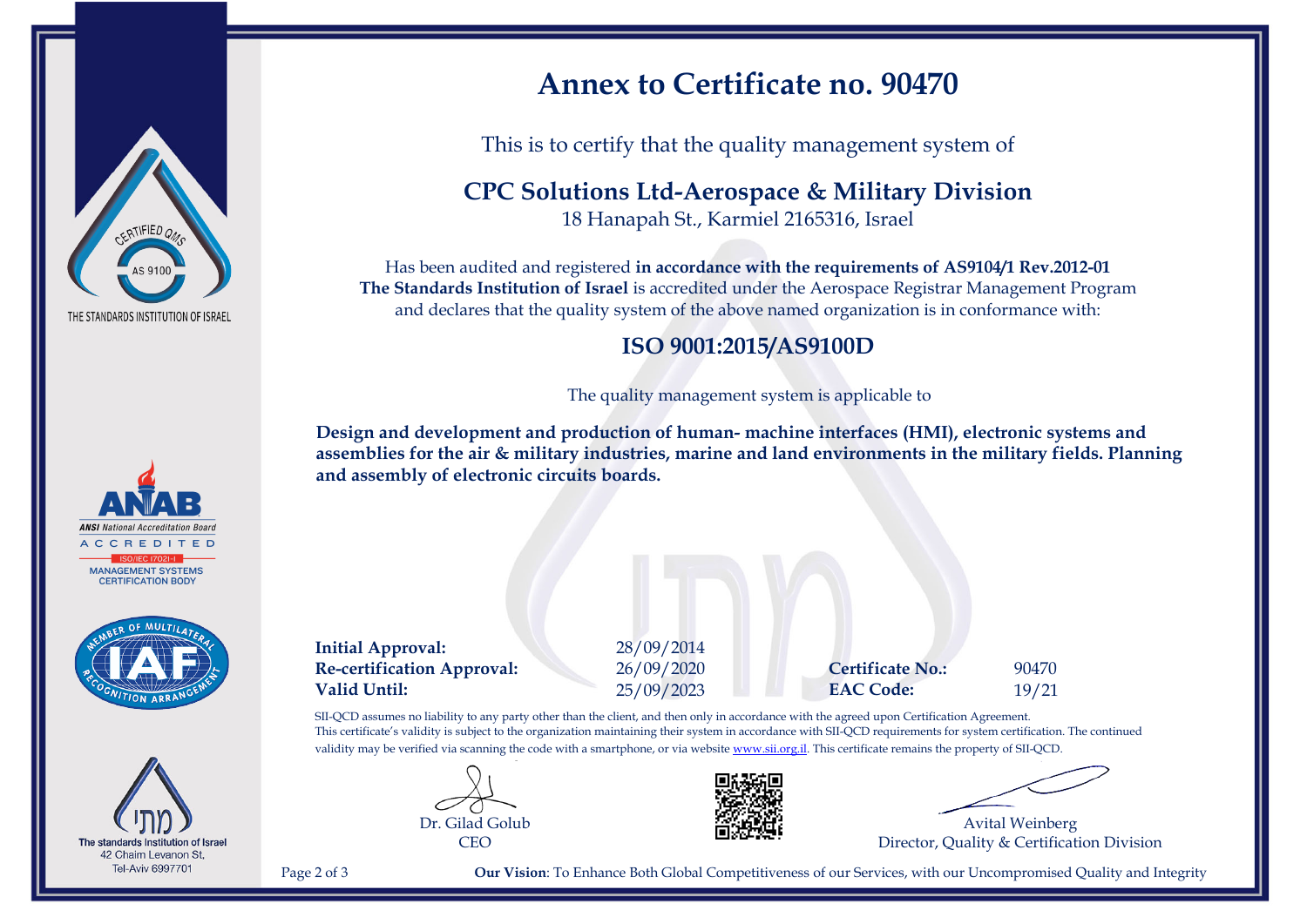# Annex to Certificate no. 90470

This is to certify that the quality management system of

## CPC Solutions Ltd-Aerospace & Military Division

18 Hanapah St., Karmiel 2165316, Israel

Has been audited and registered **in accordance with the requirements of AS9104/1 Rev.2012-01**
**The Standards Institution of Israel** is accredited under the Aerospace Registrar Management Program and declares that the quality system of the above named organization is in conformance with:

## ISO 9001:2015/AS9100D

The quality management system is applicable to

**Design and development and production of human- machine interfaces (HMI), electronic systems and assemblies for the air & military industries, marine and land environments in the military fields. Planning and assembly of electronic circuits boards.**

| | | | |
|---|---|---|---|
| **Initial Approval:** | 28/09/2014 | | |
| **Re-certification Approval:** | 26/09/2020 | **Certificate No.:** | 90470 |
| **Valid Until:** | 25/09/2023 | **EAC Code:** | 19/21 |

SII-QCD assumes no liability to any party other than the client, and then only in accordance with the agreed upon Certification Agreement.
This certificate's validity is subject to the organization maintaining their system in accordance with SII-QCD requirements for system certification. The continued validity may be verified via scanning the code with a smartphone, or via website www.sii.org.il. This certificate remains the property of SII-QCD.

Dr. Gilad Golub
CEO

Avital Weinberg
Director, Quality & Certification Division

**Our Vision**: To Enhance Both Global Competitiveness of our Services, with our Uncompromised Quality and Integrity

THE STANDARDS INSTITUTION OF ISRAEL

ANAB — ANSI National Accreditation Board — ACCREDITED — ISO/IEC 17021-1 — MANAGEMENT SYSTEMS CERTIFICATION BODY

The standards Institution of Israel
42 Chaim Levanon St,
Tel-Aviv 6997701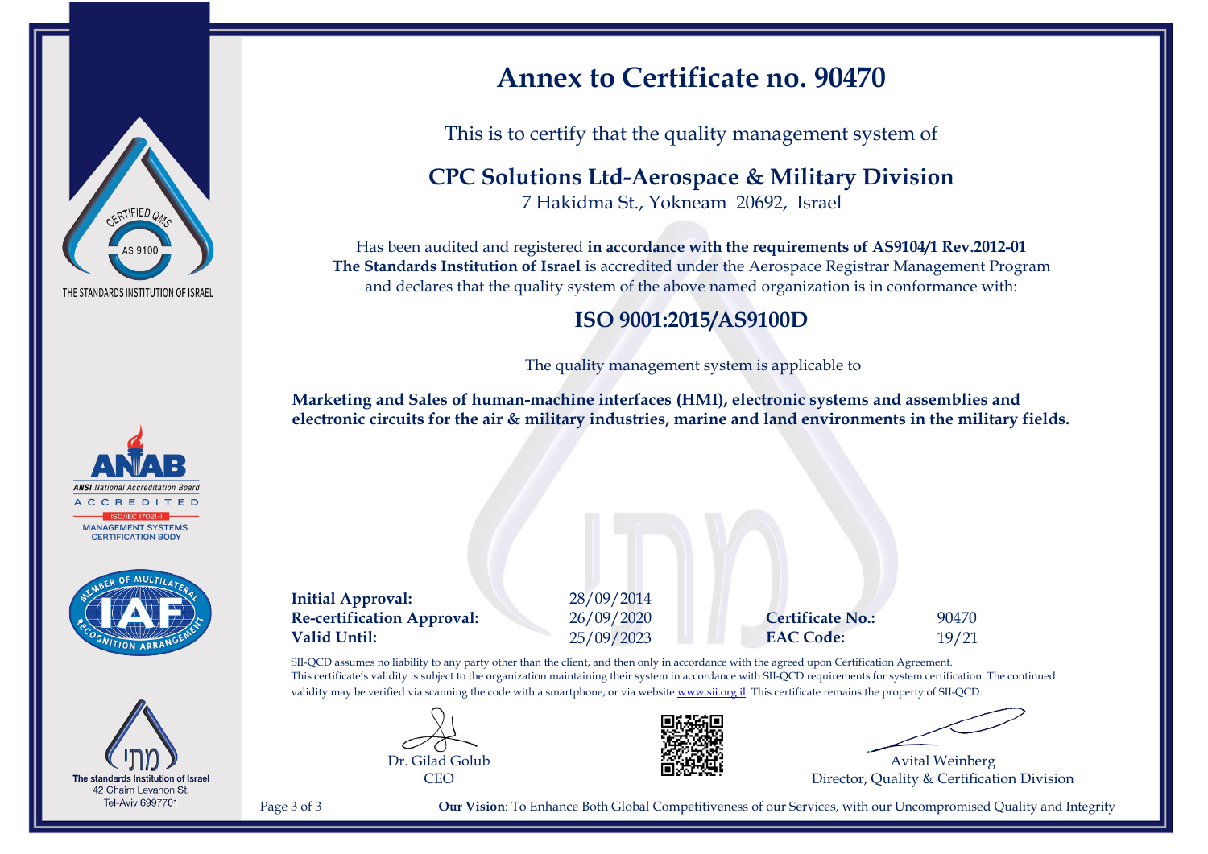THE STANDARDS INSTITUTION OF ISRAEL

# Annex to Certificate no. 90470

This is to certify that the quality management system of

## CPC Solutions Ltd-Aerospace & Military Division

7 Hakidma St., Yokneam 20692, Israel

Has been audited and registered **in accordance with the requirements of AS9104/1 Rev.2012-01**
**The Standards Institution of Israel** is accredited under the Aerospace Registrar Management Program and declares that the quality system of the above named organization is in conformance with:

## ISO 9001:2015/AS9100D

The quality management system is applicable to

**Marketing and Sales of human-machine interfaces (HMI), electronic systems and assemblies and electronic circuits for the air & military industries, marine and land environments in the military fields.**

| | | | |
|---|---|---|---|
| **Initial Approval:** | 28/09/2014 | | |
| **Re-certification Approval:** | 26/09/2020 | **Certificate No.:** | 90470 |
| **Valid Until:** | 25/09/2023 | **EAC Code:** | 19/21 |

SII-QCD assumes no liability to any party other than the client, and then only in accordance with the agreed upon Certification Agreement.
This certificate's validity is subject to the organization maintaining their system in accordance with SII-QCD requirements for system certification. The continued validity may be verified via scanning the code with a smartphone, or via website www.sii.org.il. This certificate remains the property of SII-QCD.

Dr. Gilad Golub
CEO

Avital Weinberg
Director, Quality & Certification Division

**Our Vision**: To Enhance Both Global Competitiveness of our Services, with our Uncompromised Quality and Integrity

ANSI National Accreditation Board
ACCREDITED
ISO/IEC 17021-1
MANAGEMENT SYSTEMS CERTIFICATION BODY

The standards Institution of Israel
42 Chaim Levanon St,
Tel-Aviv 6997701